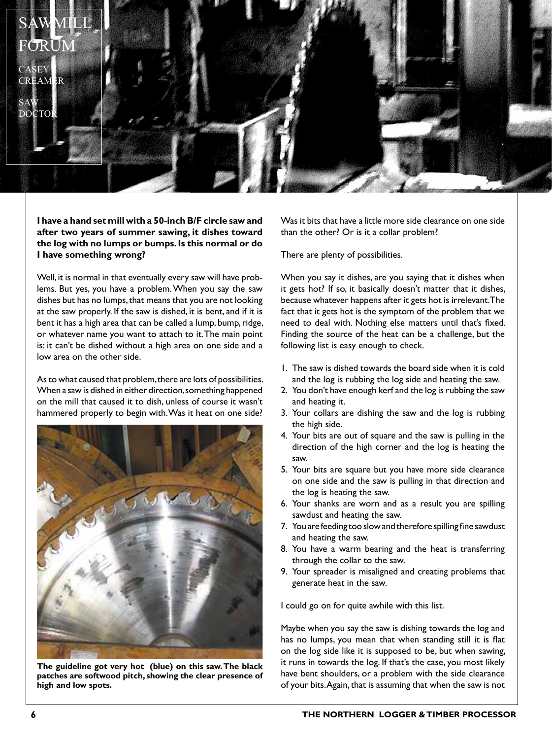# SAWMILL FORUM

CASEY CREAMER

SAW DOCTOR

**I have a hand set mill with a 50-inch B/F circle saw and after two years of summer sawing, it dishes toward the log with no lumps or bumps. Is this normal or do I have something wrong?**

Well, it is normal in that eventually every saw will have problems. But yes, you have a problem. When you say the saw dishes but has no lumps, that means that you are not looking at the saw properly. If the saw is dished, it is bent, and if it is bent it has a high area that can be called a lump, bump, ridge, or whatever name you want to attach to it. The main point is: it can't be dished without a high area on one side and a low area on the other side.

As to what caused that problem, there are lots of possibilities. When a saw is dished in either direction, something happened on the mill that caused it to dish, unless of course it wasn't hammered properly to begin with. Was it heat on one side?

**The guideline got very hot (blue) on this saw. The black patches are softwood pitch, showing the clear presence of high and low spots.**

Was it bits that have a little more side clearance on one side than the other? Or is it a collar problem?

There are plenty of possibilities.

When you say it dishes, are you saying that it dishes when it gets hot? If so, it basically doesn't matter that it dishes, because whatever happens after it gets hot is irrelevant. The fact that it gets hot is the symptom of the problem that we need to deal with. Nothing else matters until that's fixed. Finding the source of the heat can be a challenge, but the following list is easy enough to check.

1. The saw is dished towards the board side when it is cold and the log is rubbing the log side and heating the saw.
2. You don't have enough kerf and the log is rubbing the saw and heating it.
3. Your collars are dishing the saw and the log is rubbing the high side.
4. Your bits are out of square and the saw is pulling in the direction of the high corner and the log is heating the saw.
5. Your bits are square but you have more side clearance on one side and the saw is pulling in that direction and the log is heating the saw.
6. Your shanks are worn and as a result you are spilling sawdust and heating the saw.
7. You are feeding too slow and therefore spilling fine sawdust and heating the saw.
8. You have a warm bearing and the heat is transferring through the collar to the saw.
9. Your spreader is misaligned and creating problems that generate heat in the saw.

I could go on for quite awhile with this list.

Maybe when you say the saw is dishing towards the log and has no lumps, you mean that when standing still it is flat on the log side like it is supposed to be, but when sawing, it runs in towards the log. If that's the case, you most likely have bent shoulders, or a problem with the side clearance of your bits. Again, that is assuming that when the saw is not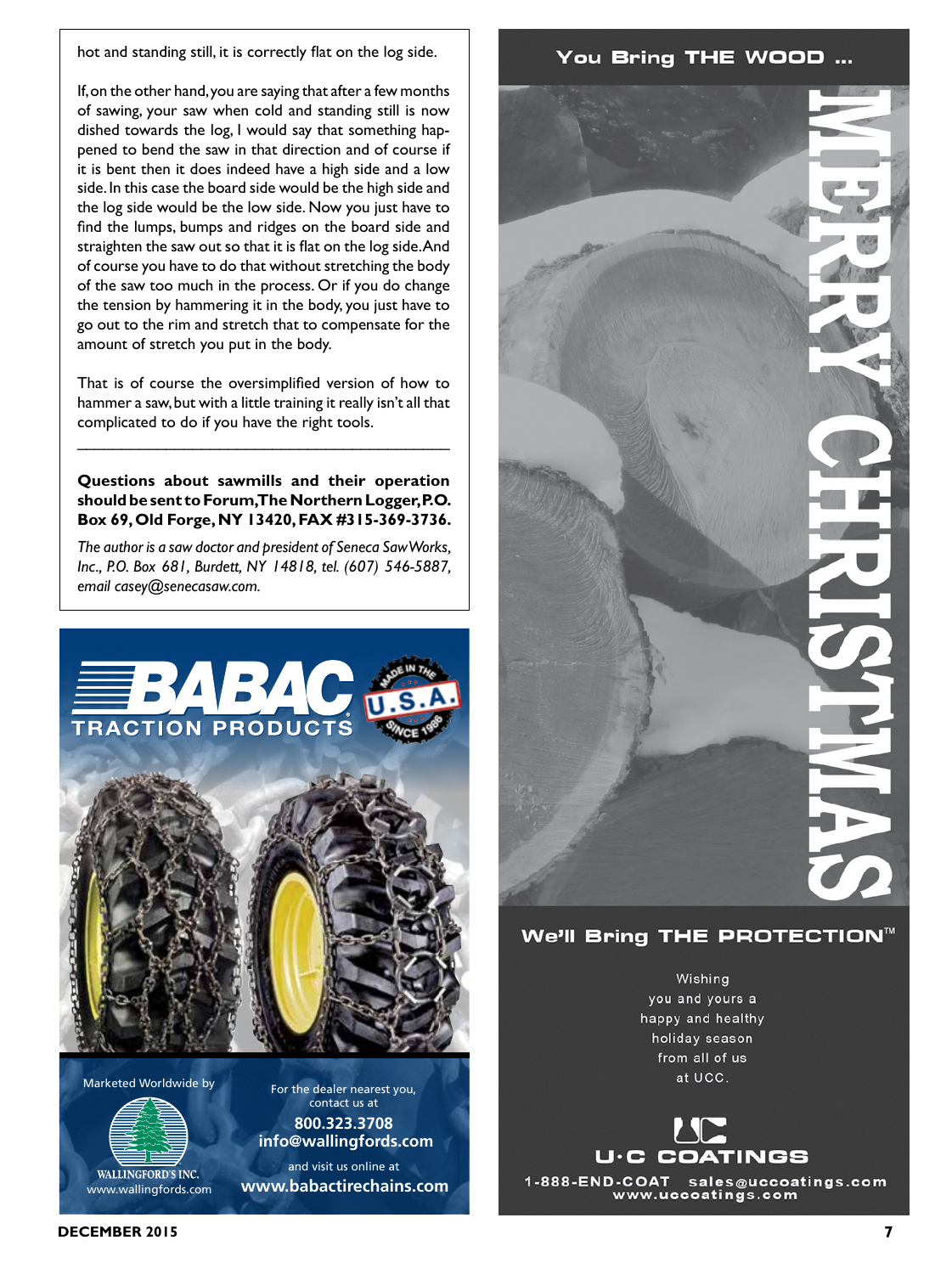hot and standing still, it is correctly flat on the log side.

If, on the other hand, you are saying that after a few months of sawing, your saw when cold and standing still is now dished towards the log, I would say that something happened to bend the saw in that direction and of course if it is bent then it does indeed have a high side and a low side. In this case the board side would be the high side and the log side would be the low side. Now you just have to find the lumps, bumps and ridges on the board side and straighten the saw out so that it is flat on the log side. And of course you have to do that without stretching the body of the saw too much in the process. Or if you do change the tension by hammering it in the body, you just have to go out to the rim and stretch that to compensate for the amount of stretch you put in the body.

That is of course the oversimplified version of how to hammer a saw, but with a little training it really isn't all that complicated to do if you have the right tools.

---

**Questions about sawmills and their operation should be sent to Forum, The Northern Logger, P.O. Box 69, Old Forge, NY 13420, FAX #315-369-3736.**

*The author is a saw doctor and president of Seneca Saw Works, Inc., P.O. Box 681, Burdett, NY 14818, tel. (607) 546-5887, email casey@senecasaw.com.*

BABAC TRACTION PRODUCTS

MADE IN THE U.S.A. SINCE 1986

Marketed Worldwide by

WALLINGFORD'S INC.
www.wallingfords.com

For the dealer nearest you, contact us at
**800.323.3708**
**info@wallingfords.com**

and visit us online at
**www.babactirechains.com**

You Bring THE WOOD ...

MERRY CHRISTMAS

We'll Bring THE PROTECTION™

Wishing you and yours a happy and healthy holiday season from all of us at UCC.

U·C COATINGS

1-888-END-COAT sales@uccoatings.com
www.uccoatings.com